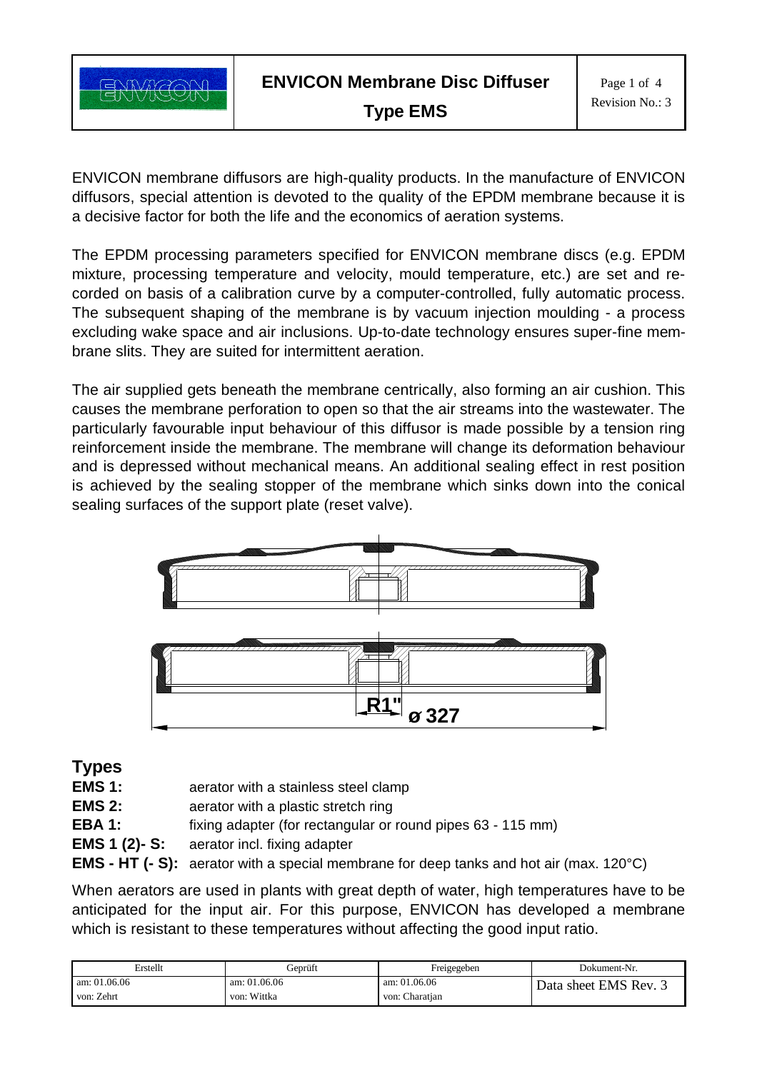# ENVICON Membrane Disc Diffuser Type EMS

ENVICON membrane diffusors are high-quality products. In the manufacture of ENVICON diffusors, special attention is devoted to the quality of the EPDM membrane because it is a decisive factor for both the life and the economics of aeration systems.

The EPDM processing parameters specified for ENVICON membrane discs (e.g. EPDM mixture, processing temperature and velocity, mould temperature, etc.) are set and recorded on basis of a calibration curve by a computer-controlled, fully automatic process. The subsequent shaping of the membrane is by vacuum injection moulding - a process excluding wake space and air inclusions. Up-to-date technology ensures super-fine membrane slits. They are suited for intermittent aeration.

The air supplied gets beneath the membrane centrically, also forming an air cushion. This causes the membrane perforation to open so that the air streams into the wastewater. The particularly favourable input behaviour of this diffusor is made possible by a tension ring reinforcement inside the membrane. The membrane will change its deformation behaviour and is depressed without mechanical means. An additional sealing effect in rest position is achieved by the sealing stopper of the membrane which sinks down into the conical sealing surfaces of the support plate (reset valve).

R1" ø 327

## Types

**EMS 1:** aerator with a stainless steel clamp
**EMS 2:** aerator with a plastic stretch ring
**EBA 1:** fixing adapter (for rectangular or round pipes 63 - 115 mm)
**EMS 1 (2)- S:** aerator incl. fixing adapter
**EMS - HT (- S):** aerator with a special membrane for deep tanks and hot air (max. 120°C)

When aerators are used in plants with great depth of water, high temperatures have to be anticipated for the input air. For this purpose, ENVICON has developed a membrane which is resistant to these temperatures without affecting the good input ratio.

| Erstellt | Geprüft | Freigegeben | Dokument-Nr. |
|---|---|---|---|
| am: 01.06.06<br>von: Zehrt | am: 01.06.06<br>von: Wittka | am: 01.06.06<br>von: Charatjan | Data sheet EMS Rev. 3 |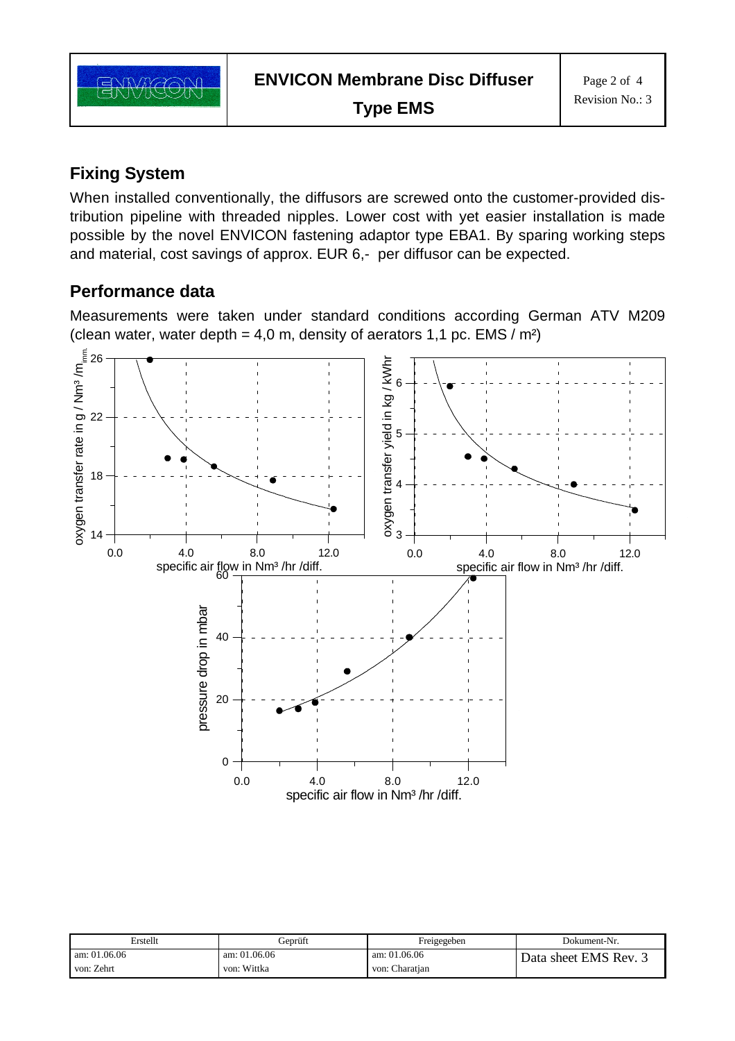## Fixing System

When installed conventionally, the diffusors are screwed onto the customer-provided distribution pipeline with threaded nipples. Lower cost with yet easier installation is made possible by the novel ENVICON fastening adaptor type EBA1. By sparing working steps and material, cost savings of approx. EUR 6,- per diffusor can be expected.

## Performance data

Measurements were taken under standard conditions according German ATV M209 (clean water, water depth = 4,0 m, density of aerators 1,1 pc. EMS / m²)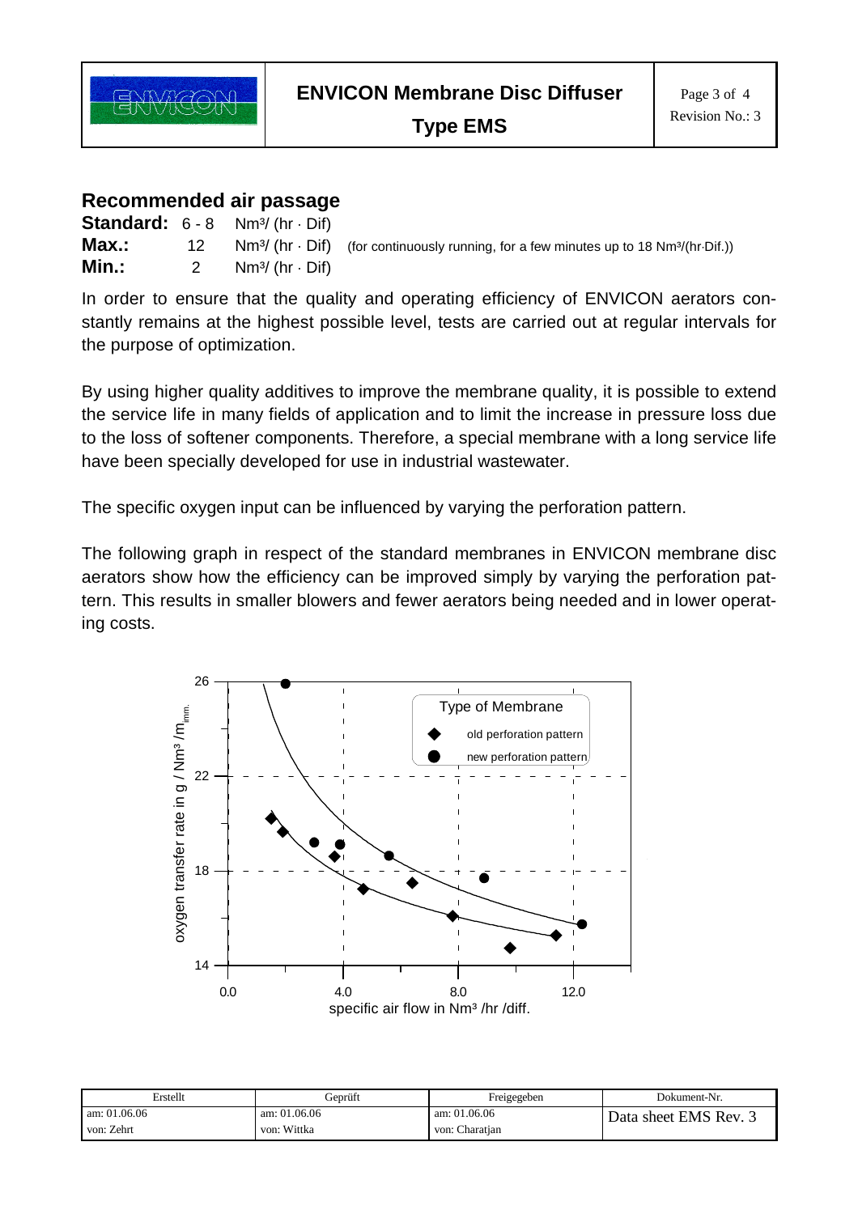## Recommended air passage

**Standard:** 6 - 8 Nm³/ (hr · Dif)
**Max.:** 12 Nm³/ (hr · Dif) (for continuously running, for a few minutes up to 18 Nm³/(hr·Dif.))
**Min.:** 2 Nm³/ (hr · Dif)

In order to ensure that the quality and operating efficiency of ENVICON aerators constantly remains at the highest possible level, tests are carried out at regular intervals for the purpose of optimization.

By using higher quality additives to improve the membrane quality, it is possible to extend the service life in many fields of application and to limit the increase in pressure loss due to the loss of softener components. Therefore, a special membrane with a long service life have been specially developed for use in industrial wastewater.

The specific oxygen input can be influenced by varying the perforation pattern.

The following graph in respect of the standard membranes in ENVICON membrane disc aerators show how the efficiency can be improved simply by varying the perforation pattern. This results in smaller blowers and fewer aerators being needed and in lower operating costs.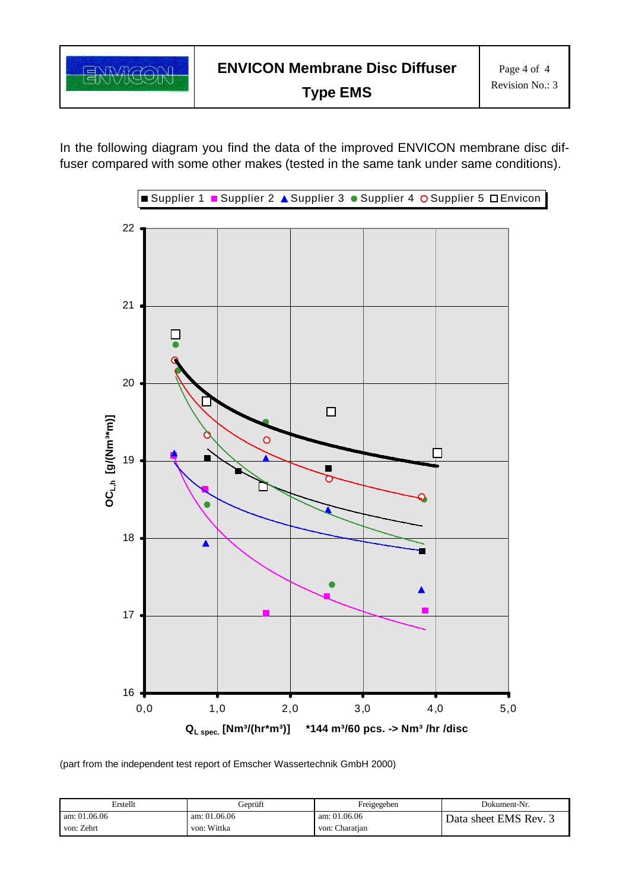In the following diagram you find the data of the improved ENVICON membrane disc diffuser compared with some other makes (tested in the same tank under same conditions).

■ Supplier 1 ■ Supplier 2 ▲ Supplier 3 ● Supplier 4 ○ Supplier 5 □ Envicon

22
21
20
19
18
17
16

$OC_{L,h}$ [g/(Nm³*m)]

0,0 1,0 2,0 3,0 4,0 5,0

$Q_{L\ spec.}$ [Nm³/(hr*m³)] *144 m³/60 pcs. -> Nm³ /hr /disc

(part from the independent test report of Emscher Wassertechnik GmbH 2000)

| Erstellt | Geprüft | Freigegeben | Dokument-Nr. |
|---|---|---|---|
| am: 01.06.06<br>von: Zehrt | am: 01.06.06<br>von: Wittka | am: 01.06.06<br>von: Charatjan | Data sheet EMS Rev. 3 |